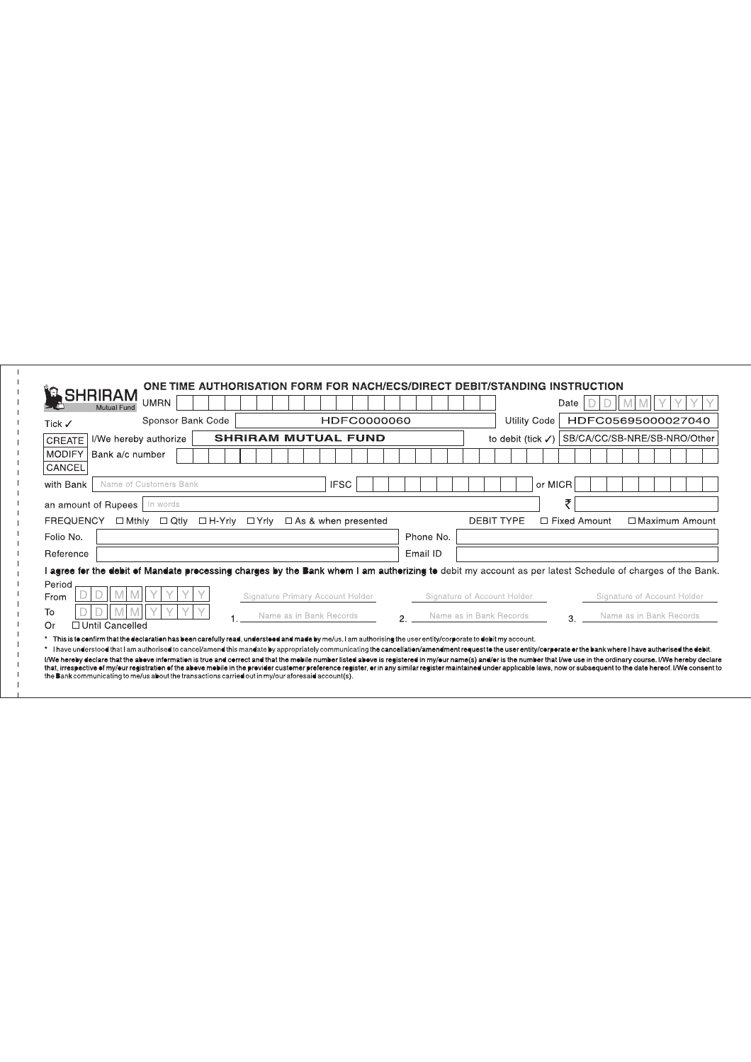**SHRIRAM** Mutual Fund

## ONE TIME AUTHORISATION FORM FOR NACH/ECS/DIRECT DEBIT/STANDING INSTRUCTION

UMRN | | Date D D M M Y Y Y Y

Tick ✓ | Sponsor Bank Code: HDFC0000060 | Utility Code: HDFC05695000027040

- CREATE
- MODIFY
- CANCEL

I/We hereby authorize **SHRIRAM MUTUAL FUND** to debit (tick ✓) SB/CA/CC/SB-NRE/SB-NRO/Other

Bank a/c number

with Bank: Name of Customers Bank | IFSC | or MICR

an amount of Rupees: In words | ₹

FREQUENCY ☐ Mthly ☐ Qtly ☐ H-Yrly ☐ Yrly ☐ As & when presented | DEBIT TYPE ☐ Fixed Amount ☐ Maximum Amount

Folio No. | Phone No.

Reference | Email ID

**I agree for the debit of Mandate processing charges by the Bank whom I am authorizing to** debit my account as per latest Schedule of charges of the Bank.

Period
From D D M M Y Y Y Y
To D D M M Y Y Y Y
Or ☐ Until Cancelled

| Signature Primary Account Holder | Signature of Account Holder | Signature of Account Holder |
|---|---|---|
| 1. Name as in Bank Records | 2. Name as in Bank Records | 3. Name as in Bank Records |

* This is to confirm that the declaration has been carefully read, understood and made by me/us. I am authorising the user entity/corporate to debit my account.
* I have understood that I am authorised to cancel/amend this mandate by appropriately communicating the cancellation/amendment request to the user entity/corporate or the bank where I have authorised the debit.

I/We hereby declare that the above information is true and correct and that the mobile number listed above is registered in my/our name(s) and/or is the number that I/we use in the ordinary course. I/We hereby declare that, irrespective of my/our registration of the above mobile in the provider customer preference register, or in any similar register maintained under applicable laws, now or subsequent to the date hereof. I/We consent to the Bank communicating to me/us about the transactions carried out in my/our aforesaid account(s).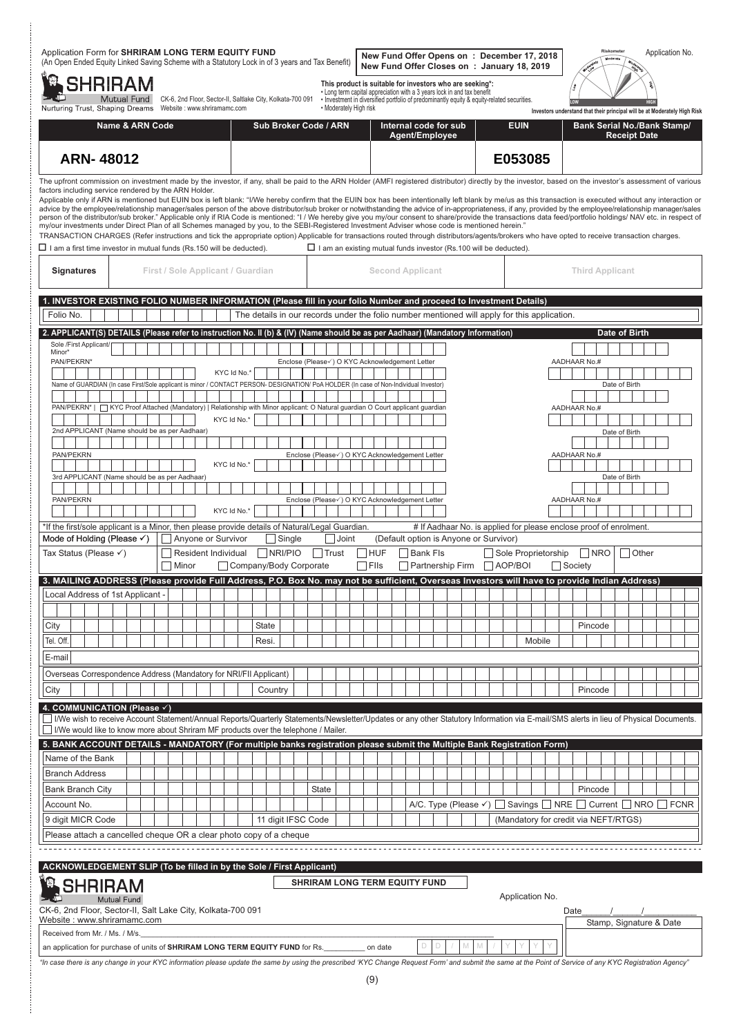Application Form for **SHRIRAM LONG TERM EQUITY FUND**
(An Open Ended Equity Linked Saving Scheme with a Statutory Lock in of 3 years and Tax Benefit)

**New Fund Offer Opens on : December 17, 2018**
**New Fund Offer Closes on : January 18, 2019**

Riskometer

Application No.

**SHRIRAM** Mutual Fund
Nurturing Trust, Shaping Dreams

CK-6, 2nd Floor, Sector-II, Salttlake City, Kolkata-700 091
Website : www.shriramamc.com

**This product is suitable for investors who are seeking*:**
- Long term capital appreciation with a 3 years lock in and tax benefit
- Investment in diversified portfolio of predominantly equity & equity-related securities.
- Moderately High risk

Investors understand that their principal will be at Moderately High Risk

| Name & ARN Code | Sub Broker Code / ARN | Internal code for sub Agent/Employee | EUIN | Bank Serial No./Bank Stamp/ Receipt Date |
|---|---|---|---|---|
| **ARN- 48012** | | | **E053085** | |

The upfront commission on investment made by the investor, if any, shall be paid to the ARN Holder (AMFI registered distributor) directly by the investor, based on the investor's assessment of various factors including service rendered by the ARN Holder.

Applicable only if ARN is mentioned but EUIN box is left blank: "I/We hereby confirm that the EUIN box has been intentionally left blank by me/us as this transaction is executed without any interaction or advice by the employee/relationship manager/sales person of the above distributor/sub broker or notwithstanding the advice of in-appropriateness, if any, provided by the employee/relationship manager/sales person of the distributor/sub broker." Applicable only if RIA Code is mentioned: "I / We hereby give you my/our consent to share/provide the transactions data feed/portfolio holdings/ NAV etc. in respect of my/our investments under Direct Plan of all Schemes managed by you, to the SEBI-Registered Investment Adviser whose code is mentioned herein."

TRANSACTION CHARGES (Refer instructions and tick the appropriate option) Applicable for transactions routed through distributors/agents/brokers who have opted to receive transaction charges.

☐ I am a first time investor in mutual funds (Rs.150 will be deducted). ☐ I am an existing mutual funds investor (Rs.100 will be deducted).

| Signatures | First / Sole Applicant / Guardian | Second Applicant | Third Applicant |
|---|---|---|---|
| | | | |

## 1. INVESTOR EXISTING FOLIO NUMBER INFORMATION (Please fill in your folio Number and proceed to Investment Details)

Folio No. ______ The details in our records under the folio number mentioned will apply for this application.

## 2. APPLICANT(S) DETAILS (Please refer to instruction No. II (b) & (IV) (Name should be as per Aadhaar) (Mandatory Information)

Sole /First Applicant/ Minor* ______ Date of Birth ______

PAN/PEKRN* ______ KYC Id No.* ______ Enclose (Please✓) O KYC Acknowledgement Letter AADHAAR No.# ______

Name of GUARDIAN (In case First/Sole applicant is minor / CONTACT PERSON- DESIGNATION/ PoA HOLDER (In case of Non-Individual Investor) ______ Date of Birth ______

PAN/PEKRN* | ☐ KYC Proof Attached (Mandatory) | Relationship with Minor applicant: O Natural guardian O Court applicant guardian ______ KYC Id No.* ______ AADHAAR No.# ______

2nd APPLICANT (Name should be as per Aadhaar) ______ Date of Birth ______

PAN/PEKRN ______ KYC Id No.* ______ Enclose (Please✓) O KYC Acknowledgement Letter AADHAAR No.# ______

3rd APPLICANT (Name should be as per Aadhaar) ______ Date of Birth ______

PAN/PEKRN ______ KYC Id No.* ______ Enclose (Please✓) O KYC Acknowledgement Letter AADHAAR No.# ______

*If the first/sole applicant is a Minor, then please provide details of Natural/Legal Guardian. # If Aadhaar No. is applied for please enclose proof of enrolment.

Mode of Holding (Please ✓) ☐ Anyone or Survivor ☐ Single ☐ Joint (Default option is Anyone or Survivor)

Tax Status (Please ✓) ☐ Resident Individual ☐ NRI/PIO ☐ Trust ☐ HUF ☐ Bank FIs ☐ Sole Proprietorship ☐ NRO ☐ Other ☐ Minor ☐ Company/Body Corporate ☐ FIIs ☐ Partnership Firm ☐ AOP/BOI ☐ Society

## 3. MAILING ADDRESS (Please provide Full Address, P.O. Box No. may not be sufficient, Overseas Investors will have to provide Indian Address)

Local Address of 1st Applicant - ______

City ______ State ______ Pincode ______

Tel. Off. ______ Resi. ______ Mobile ______

E-mail ______

Overseas Correspondence Address (Mandatory for NRI/FII Applicant) ______

City ______ Country ______ Pincode ______

## 4. COMMUNICATION (Please ✓)

☐ I/We wish to receive Account Statement/Annual Reports/Quarterly Statements/Newsletter/Updates or any other Statutory Information via E-mail/SMS alerts in lieu of Physical Documents.
☐ I/We would like to know more about Shriram MF products over the telephone / Mailer.

## 5. BANK ACCOUNT DETAILS - MANDATORY (For multiple banks registration please submit the Multiple Bank Registration Form)

Name of the Bank ______

Branch Address ______

Bank Branch City ______ State ______ Pincode ______

Account No. ______ A/C. Type (Please ✓) ☐ Savings ☐ NRE ☐ Current ☐ NRO ☐ FCNR

9 digit MICR Code ______ 11 digit IFSC Code ______ (Mandatory for credit via NEFT/RTGS)

Please attach a cancelled cheque OR a clear photo copy of a cheque

---

## ACKNOWLEDGEMENT SLIP (To be filled in by the Sole / First Applicant)

**SHRIRAM** Mutual Fund

**SHRIRAM LONG TERM EQUITY FUND**

Application No.

CK-6, 2nd Floor, Sector-II, Salt Lake City, Kolkata-700 091
Website : www.shriramamc.com

Date_____/_____/__________

Stamp, Signature & Date

Received from Mr. / Ms. / M/s.______________________________

an application for purchase of units of **SHRIRAM LONG TERM EQUITY FUND** for Rs.__________ on date D D / M M / Y Y Y Y

*"In case there is any change in your KYC information please update the same by using the prescribed 'KYC Change Request Form' and submit the same at the Point of Service of any KYC Registration Agency"*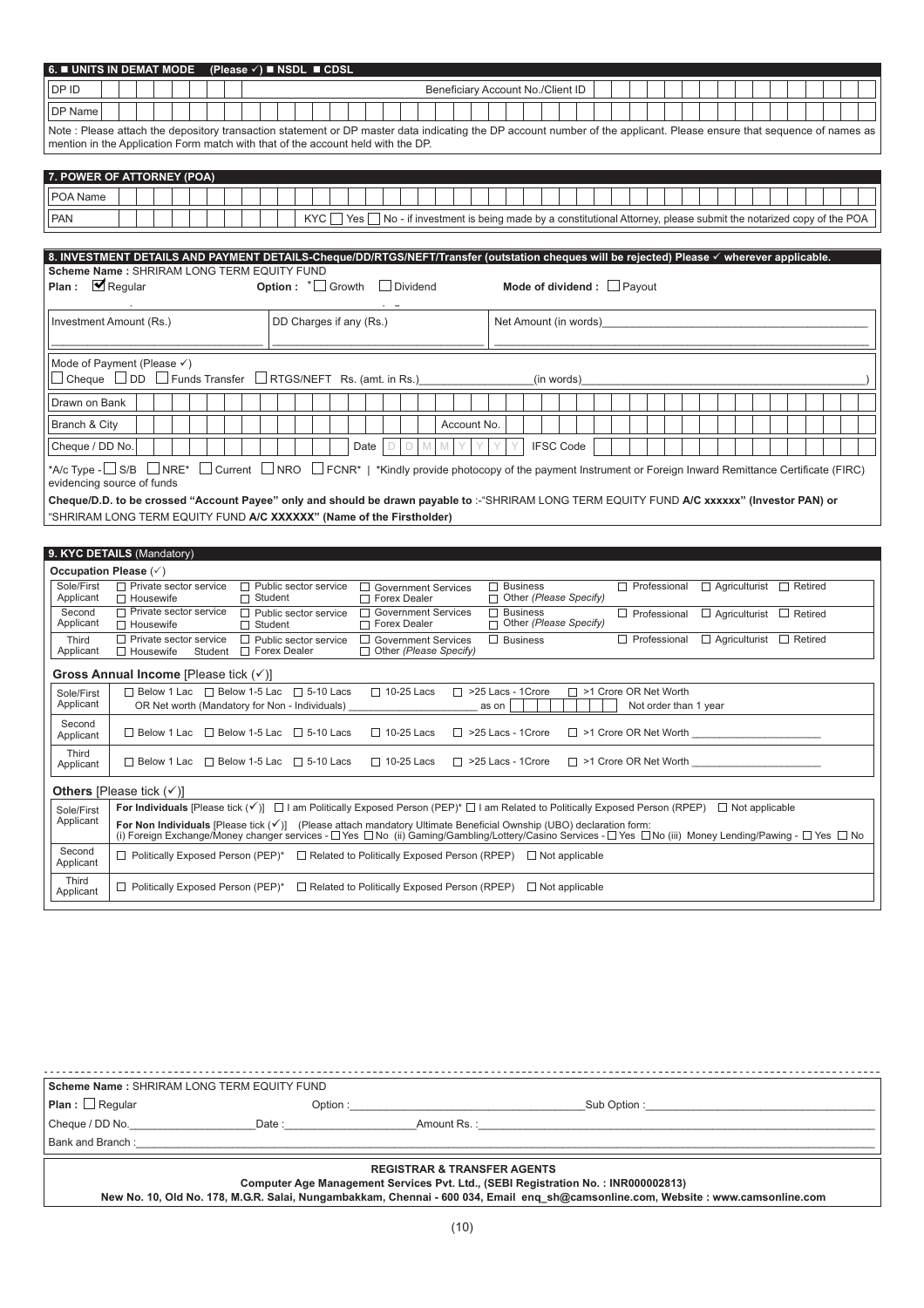## 6. ■ UNITS IN DEMAT MODE (Please ✓) ■ NSDL ■ CDSL

| DP ID | | Beneficiary Account No./Client ID | |
|---|---|---|---|
| DP Name | | | |

Note : Please attach the depository transaction statement or DP master data indicating the DP account number of the applicant. Please ensure that sequence of names as mention in the Application Form match with that of the account held with the DP.

## 7. POWER OF ATTORNEY (POA)

| POA Name | |
|---|---|
| PAN | KYC ☐ Yes ☐ No - if investment is being made by a constitutional Attorney, please submit the notarized copy of the POA |

## 8. INVESTMENT DETAILS AND PAYMENT DETAILS-Cheque/DD/RTGS/NEFT/Transfer (outstation cheques will be rejected) Please ✓ wherever applicable.

**Scheme Name :** SHRIRAM LONG TERM EQUITY FUND

**Plan :** ☑ Regular **Option :** *☐ Growth ☐ Dividend **Mode of dividend :** ☐ Payout

| Investment Amount (Rs.) | DD Charges if any (Rs.) | Net Amount (in words) |
|---|---|---|
| | | |

Mode of Payment (Please ✓)

☐ Cheque ☐ DD ☐ Funds Transfer ☐ RTGS/NEFT Rs. (amt. in Rs.)__________ (in words)__________)

| Drawn on Bank | | | |
|---|---|---|---|
| Branch & City | | Account No. | |
| Cheque / DD No. | Date D D M M Y Y Y Y | IFSC Code | |

*A/c Type - ☐ S/B ☐ NRE* ☐ Current ☐ NRO ☐ FCNR* | *Kindly provide photocopy of the payment Instrument or Foreign Inward Remittance Certificate (FIRC) evidencing source of funds

**Cheque/D.D. to be crossed "Account Payee" only and should be drawn payable to :-"SHRIRAM LONG TERM EQUITY FUND A/C xxxxxx" (Investor PAN) or "SHRIRAM LONG TERM EQUITY FUND A/C XXXXXX" (Name of the Firstholder)**

## 9. KYC DETAILS (Mandatory)

**Occupation Please (✓)**

| | |
|---|---|
| Sole/First Applicant | ☐ Private sector service ☐ Housewife ☐ Public sector service ☐ Student ☐ Government Services ☐ Forex Dealer ☐ Business ☐ Other *(Please Specify)* ☐ Professional ☐ Agriculturist ☐ Retired |
| Second Applicant | ☐ Private sector service ☐ Housewife ☐ Public sector service ☐ Student ☐ Government Services ☐ Forex Dealer ☐ Business ☐ Other *(Please Specify)* ☐ Professional ☐ Agriculturist ☐ Retired |
| Third Applicant | ☐ Private sector service ☐ Housewife Student ☐ Public sector service ☐ Forex Dealer ☐ Government Services ☐ Other *(Please Specify)* ☐ Business ☐ Professional ☐ Agriculturist ☐ Retired |

**Gross Annual Income** [Please tick (✓)]

| | |
|---|---|
| Sole/First Applicant | ☐ Below 1 Lac ☐ Below 1-5 Lac ☐ 5-10 Lacs ☐ 10-25 Lacs ☐ >25 Lacs - 1Crore ☐ >1 Crore OR Net Worth<br>OR Net worth (Mandatory for Non - Individuals) __________ as on __________ Not order than 1 year |
| Second Applicant | ☐ Below 1 Lac ☐ Below 1-5 Lac ☐ 5-10 Lacs ☐ 10-25 Lacs ☐ >25 Lacs - 1Crore ☐ >1 Crore OR Net Worth __________ |
| Third Applicant | ☐ Below 1 Lac ☐ Below 1-5 Lac ☐ 5-10 Lacs ☐ 10-25 Lacs ☐ >25 Lacs - 1Crore ☐ >1 Crore OR Net Worth __________ |

**Others** [Please tick (✓)]

| | |
|---|---|
| Sole/First Applicant | **For Individuals** [Please tick (✓)] ☐ I am Politically Exposed Person (PEP)* ☐ I am Related to Politically Exposed Person (RPEP) ☐ Not applicable<br>**For Non Individuals** [Please tick (✓)] (Please attach mandatory Ultimate Beneficial Ownship (UBO) declaration form:<br>(i) Foreign Exchange/Money changer services - ☐ Yes ☐ No (ii) Gaming/Gambling/Lottery/Casino Services - ☐ Yes ☐ No (iii) Money Lending/Pawing - ☐ Yes ☐ No |
| Second Applicant | ☐ Politically Exposed Person (PEP)* ☐ Related to Politically Exposed Person (RPEP) ☐ Not applicable |
| Third Applicant | ☐ Politically Exposed Person (PEP)* ☐ Related to Politically Exposed Person (RPEP) ☐ Not applicable |

---

**Scheme Name :** SHRIRAM LONG TERM EQUITY FUND

**Plan :** ☐ Regular Option :__________ Sub Option :__________

Cheque / DD No.__________ Date :__________ Amount Rs. :__________

Bank and Branch :__________

**REGISTRAR & TRANSFER AGENTS**

**Computer Age Management Services Pvt. Ltd., (SEBI Registration No. : INR000002813)**

**New No. 10, Old No. 178, M.G.R. Salai, Nungambakkam, Chennai - 600 034, Email enq_sh@camsonline.com, Website : www.camsonline.com**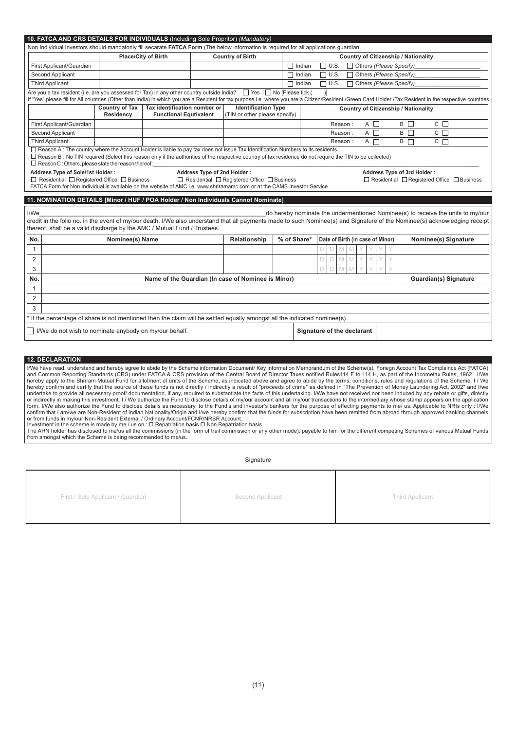## 10. FATCA AND CRS DETAILS FOR INDIVIDUALS (Including Sole Propritor) *(Mandatory)*

Non Individual Investors should mandatorily fill secarate **FATCA Form** (The below information is required for all applications guardian.

| | Place/City of Birth | Country of Birth | Country of Citizenship / Nationality |
|---|---|---|---|
| First Applicant/Guardian | | | ☐ Indian ☐ U.S. ☐ Others *(Please Specify)*__________ |
| Second Applicant | | | ☐ Indian ☐ U.S. ☐ Others *(Please Specify)*__________ |
| Third Applicant | | | ☐ Indian ☐ U.S. ☐ Others *(Please Specify)*__________ |

Are you a tax resident (i.e. are you assessed for Tax) in any other country outside India? ☐ Yes ☐ No [Please tick ( )]

If "Yes" please fill for All countries (Other than India) in which you are a Resident for tax purpose i.e. where you are a Citizen/Resident /Green Card Holder /Tax Resident in the respective countries.

| | Country of Tax Residency | Tax identification number or Functional Equtivalent | Identification Type (TIN or other please specify) | Country of Citizenship / Nationality |
|---|---|---|---|---|
| First Applicant/Guardian | | | | Reason : A ☐ B ☐ C ☐ |
| Second Applicant | | | | Reason : A ☐ B ☐ C ☐ |
| Third Applicant | | | | Reason : A ☐ B ☐ C ☐ |

☐ Reason A : The country where the Account Holder is liable to pay tax does not issue Tax Identification Numbers to its residents.

☐ Reason B : No TIN required (Select this reason only if the authorities of the respective country of tax residence do not require the TIN to be collected)

☐ Reason C : Others, please state the reason thereof:__________

**Address Type of Sole/1st Holder :** ☐ Residential ☐ Registered Office ☐ Business

**Address Type of 2nd Holder :** ☐ Residential ☐ Registered Office ☐ Business

**Address Type of 3rd Holder :** ☐ Residential ☐ Registered Office ☐ Business

FATCA Form for Non Individual is available on the website of AMC i.e. www.shriramamc.com or at the CAMS Investor Service

## 11. NOMINATION DETAILS [Minor / HUF / POA Holder / Non Individuals Cannot Nominate]

I/We__________do hereby nominate the undermentioned Nominee(s) to receive the units to my/our credit in the folio no. in the event of my/our death. I/We also understand that all payments made to such Nominee(s) and Signature of the Nominee(s) acknowledging receipt thereof, shall be a valid discharge by the AMC / Mutual Fund / Trustees.

| No. | Nominee(s) Name | Relationship | % of Share* | Date of Birth (in case of Minor) | Nominee(s) Signature |
|---|---|---|---|---|---|
| 1 | | | | D D M M Y Y Y Y | |
| 2 | | | | D D M M Y Y Y Y | |
| 3 | | | | D D M M Y Y Y Y | |

| No. | Name of the Guardian (In case of Nominee is Minor) | Guardian(s) Signature |
|---|---|---|
| 1 | | |
| 2 | | |
| 3 | | |

* If the percentage of share is not mentioned then the claim will be settled equally amongst all the indicated nominee(s)

☐ I/We do not wish to nominate anybody on my/our behalf. **Signature of the declarant**

## 12. DECLARATION

I/We have read, understand and hereby agree to abide by the Scheme information Document/ Key information Memorandum of the Scheme(s), Foriegn Account Tax Complaince Act (FATCA) and Common Reporting Standards (CRS) under FATCA & CRS provision of the Central Board of Director Taxes notified Rules114 F to 114 H, as part of the Incometax Rules, 1962. I/We hereby apply to the Shriram Mutual Fund for allotment of units of the Scheme, as indicated above and agree to abide by the terms, conditions, rules and regulations of the Scheme. I / We hereby confirm and certify that the source of these funds is not directly / indirectly a result of "proceeds of crime" as defined in "The Prevention of Money Laundering Act, 2002" and I/we undertake to provide all necessary proof/ documentation, if any, required to substantiate the facts of this undertaking. I/We have not received nor been induced by any rebate or gifts, directly or indirectly in making this investment. I / We authorize the Fund to disclose details of my/our account and all my/our transactions to the intermediary whose stamp appears on the application form. I/We also authorize the Fund to disclose details as necessary, to the Fund's and investor's bankers for the purpose of effecting payments to me/ us. Applicable to NRIs only : I/We confirm that I am/we are Non-Resident of Indian Nationality/Origin and I/we hereby confirm that the funds for subscription have been remitted from abroad through approved banking channels or from funds in my/our Non-Resident External / Ordinary Account/FCNR/NRSR Account.

Investment in the scheme is made by me / us on : ☐ Repatriation basis ☐ Non Repatriation basis.

The ARN holder has disclosed to me/us all the commissions (in the form of trail commission or any other mode), payable to him for the different competing Schemes of various Mutual Funds from amongst which the Scheme is being recommended to me/us.

Signature

| First / Sole Applicant / Guardian | Second Applicant | Third Applicant |
|---|---|---|
| | | |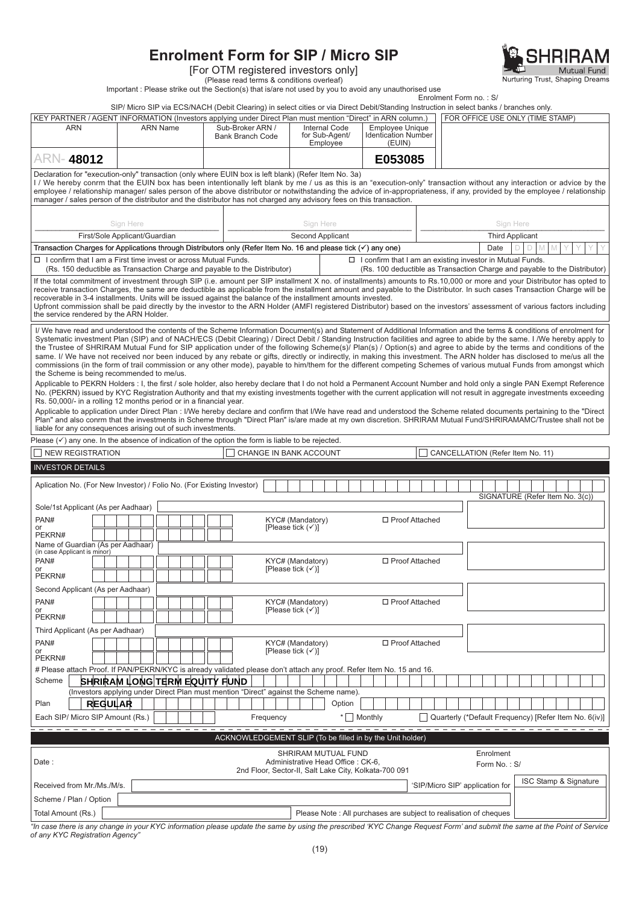# Enrolment Form for SIP / Micro SIP

[For OTM registered investors only]

(Please read terms & conditions overleaf)

Important : Please strike out the Section(s) that is/are not used by you to avoid any unauthorised use

SHRIRAM Mutual Fund — Nurturing Trust, Shaping Dreams

Enrolment Form no. : S/

SIP/ Micro SIP via ECS/NACH (Debit Clearing) in select cities or via Direct Debit/Standing Instruction in select banks / branches only.

KEY PARTNER / AGENT INFORMATION (Investors applying under Direct Plan must mention "Direct" in ARN column.)

| ARN | ARN Name | Sub-Broker ARN / Bank Branch Code | Internal Code for Sub-Agent/ Employee | Employee Unique Identication Number (EUIN) | FOR OFFICE USE ONLY (TIME STAMP) |
|---|---|---|---|---|---|
| ARN- 48012 | | | | E053085 | |

Declaration for "execution-only" transaction (only where EUIN box is left blank) (Refer Item No. 3a)

I / We hereby conrm that the EUIN box has been intentionally left blank by me / us as this is an "execution-only" transaction without any interaction or advice by the employee / relationship manager/ sales person of the above distributor or notwithstanding the advice of in-appropriateness, if any, provided by the employee / relationship manager / sales person of the distributor and the distributor has not charged any advisory fees on this transaction.

| Sign Here | Sign Here | Sign Here |
|---|---|---|
| First/Sole Applicant/Guardian | Second Applicant | Third Applicant |

Transaction Charges for Applications through Distributors only (Refer Item No. 16 and please tick (✓) any one) Date D D M M Y Y Y Y

☐ I confirm that I am a First time invest or across Mutual Funds. (Rs. 150 deductible as Transaction Charge and payable to the Distributor)

☐ I confirm that I am an existing investor in Mutual Funds. (Rs. 100 deductible as Transaction Charge and payable to the Distributor)

If the total commitment of investment through SIP (i.e. amount per SIP installment X no. of installments) amounts to Rs.10,000 or more and your Distributor has opted to receive transaction Charges, the same are deductible as applicable from the installment amount and payable to the Distributor. In such cases Transaction Charge will be recoverable in 3-4 installments. Units will be issued against the balance of the installment amounts invested.

Upfront commission shall be paid directly by the investor to the ARN Holder (AMFI registered Distributor) based on the investors' assessment of various factors including the service rendered by the ARN Holder.

I/ We have read and understood the contents of the Scheme Information Document(s) and Statement of Additional Information and the terms & conditions of enrolment for Systematic investment Plan (SIP) and of NACH/ECS (Debit Clearing) / Direct Debit / Standing Instruction facilities and agree to abide by the same. I /We hereby apply to the Trustee of SHRIRAM Mutual Fund for SIP application under of the following Scheme(s)/ Plan(s) / Option(s) and agree to abide by the terms and conditions of the same. I/ We have not received nor been induced by any rebate or gifts, directly or indirectly, in making this investment. The ARN holder has disclosed to me/us all the commissions (in the form of trail commission or any other mode), payable to him/them for the different competing Schemes of various mutual Funds from amongst which the Scheme is being recommended to me/us.

Applicable to PEKRN Holders : I, the first / sole holder, also hereby declare that I do not hold a Permanent Account Number and hold only a single PAN Exempt Reference No. (PEKRN) issued by KYC Registration Authority and that my existing investments together with the current application will not result in aggregate investments exceeding Rs. 50,000/- in a rolling 12 months period or in a financial year.

Applicable to application under Direct Plan : I/We hereby declare and confirm that I/We have read and understood the Scheme related documents pertaining to the "Direct Plan" and also conrm that the investments in Scheme through "Direct Plan" is/are made at my own discretion. SHRIRAM Mutual Fund/SHRIRAMAMC/Trustee shall not be liable for any consequences arising out of such investments.

Please (✓) any one. In the absence of indication of the option the form is liable to be rejected.

☐ NEW REGISTRATION ☐ CHANGE IN BANK ACCOUNT ☐ CANCELLATION (Refer Item No. 11)

## INVESTOR DETAILS

Aplication No. (For New Investor) / Folio No. (For Existing Investor)

SIGNATURE (Refer Item No. 3(c))

Sole/1st Applicant (As per Aadhaar)

PAN# or PEKRN# KYC# (Mandatory) [Please tick (✓)] ☐ Proof Attached

Name of Guardian (As per Aadhaar) (in case Applicant is minor)

PAN# or PEKRN# KYC# (Mandatory) [Please tick (✓)] ☐ Proof Attached

Second Applicant (As per Aadhaar)

PAN# or PEKRN# KYC# (Mandatory) [Please tick (✓)] ☐ Proof Attached

Third Applicant (As per Aadhaar)

PAN# or PEKRN# KYC# (Mandatory) [Please tick (✓)] ☐ Proof Attached

# Please attach Proof. If PAN/PEKRN/KYC is already validated please don't attach any proof. Refer Item No. 15 and 16.

Scheme: SHRIRAM LONG TERM EQUITY FUND

(Investors applying under Direct Plan must mention "Direct" against the Scheme name).

Plan: REGULAR Option:

Each SIP/ Micro SIP Amount (Rs.) Frequency * ☐ Monthly ☐ Quarterly (*Default Frequency) [Refer Item No. 6(iv)]

---

## ACKNOWLEDGEMENT SLIP (To be filled in by the Unit holder)

Date :

SHRIRAM MUTUAL FUND
Administrative Head Office : CK-6,
2nd Floor, Sector-II, Salt Lake City, Kolkata-700 091

Enrolment Form No. : S/

Received from Mr./Ms./M/s. 'SIP/Micro SIP' application for

ISC Stamp & Signature

Scheme / Plan / Option

Total Amount (Rs.) Please Note : All purchases are subject to realisation of cheques

*"In case there is any change in your KYC information please update the same by using the prescribed 'KYC Change Request Form' and submit the same at the Point of Service of any KYC Registration Agency"*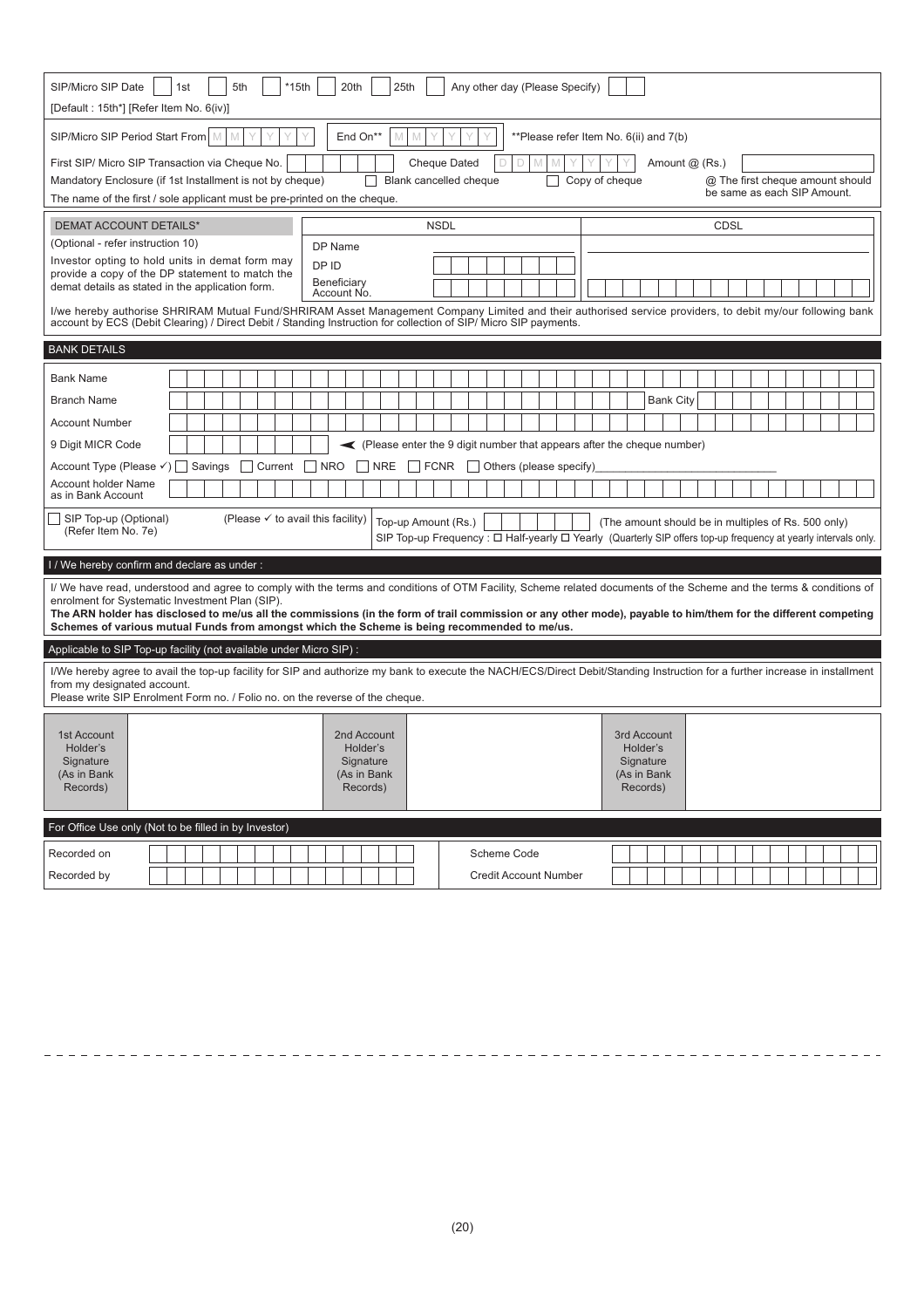SIP/Micro SIP Date ☐ 1st ☐ 5th ☐ *15th ☐ 20th ☐ 25th ☐ Any other day (Please Specify) ☐☐

[Default : 15th*] [Refer Item No. 6(iv)]

SIP/Micro SIP Period Start From M M Y Y Y Y End On** M M Y Y Y Y **Please refer Item No. 6(ii) and 7(b)

First SIP/ Micro SIP Transaction via Cheque No. ______ Cheque Dated D D M M Y Y Y Y Amount @ (Rs.) ______

Mandatory Enclosure (if 1st Installment is not by cheque) ☐ Blank cancelled cheque ☐ Copy of cheque

@ The first cheque amount should be same as each SIP Amount.

The name of the first / sole applicant must be pre-printed on the cheque.

| DEMAT ACCOUNT DETAILS* | | NSDL | CDSL |
|---|---|---|---|
| (Optional - refer instruction 10) Investor opting to hold units in demat form may provide a copy of the DP statement to match the demat details as stated in the application form. | DP Name | | |
| | DP ID | | |
| | Beneficiary Account No. | | |

I/we hereby authorise SHRIRAM Mutual Fund/SHRIRAM Asset Management Company Limited and their authorised service providers, to debit my/our following bank account by ECS (Debit Clearing) / Direct Debit / Standing Instruction for collection of SIP/ Micro SIP payments.

## BANK DETAILS

| | |
|---|---|
| Bank Name | |
| Branch Name | Bank City |
| Account Number | |
| 9 Digit MICR Code | (Please enter the 9 digit number that appears after the cheque number) |
| Account Type (Please ✓) | ☐ Savings ☐ Current ☐ NRO ☐ NRE ☐ FCNR ☐ Others (please specify)______________ |
| Account holder Name as in Bank Account | |

☐ SIP Top-up (Optional) (Refer Item No. 7e) (Please ✓ to avail this facility) Top-up Amount (Rs.) ______ (The amount should be in multiples of Rs. 500 only)

SIP Top-up Frequency : ☐ Half-yearly ☐ Yearly (Quarterly SIP offers top-up frequency at yearly intervals only.

## I / We hereby confirm and declare as under :

I/ We have read, understood and agree to comply with the terms and conditions of OTM Facility, Scheme related documents of the Scheme and the terms & conditions of enrolment for Systematic Investment Plan (SIP).

**The ARN holder has disclosed to me/us all the commissions (in the form of trail commission or any other mode), payable to him/them for the different competing Schemes of various mutual Funds from amongst which the Scheme is being recommended to me/us.**

## Applicable to SIP Top-up facility (not available under Micro SIP) :

I/We hereby agree to avail the top-up facility for SIP and authorize my bank to execute the NACH/ECS/Direct Debit/Standing Instruction for a further increase in installment from my designated account.

Please write SIP Enrolment Form no. / Folio no. on the reverse of the cheque.

| 1st Account Holder's Signature (As in Bank Records) | | 2nd Account Holder's Signature (As in Bank Records) | | 3rd Account Holder's Signature (As in Bank Records) | |
|---|---|---|---|---|---|

## For Office Use only (Not to be filled in by Investor)

| | | | |
|---|---|---|---|
| Recorded on | | Scheme Code | |
| Recorded by | | Credit Account Number | |